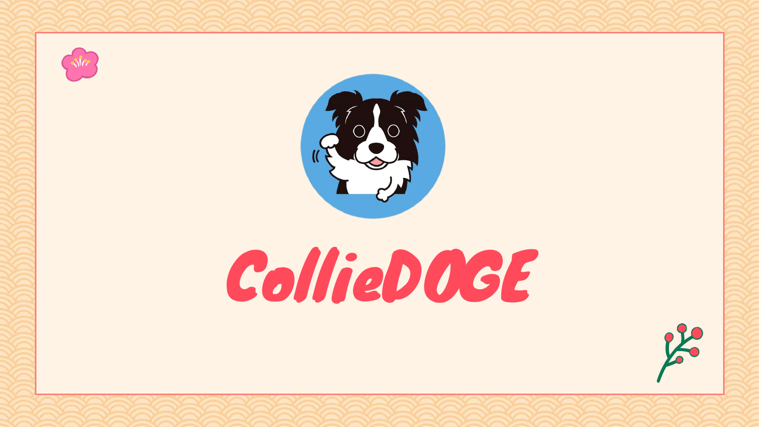# CollieDOGE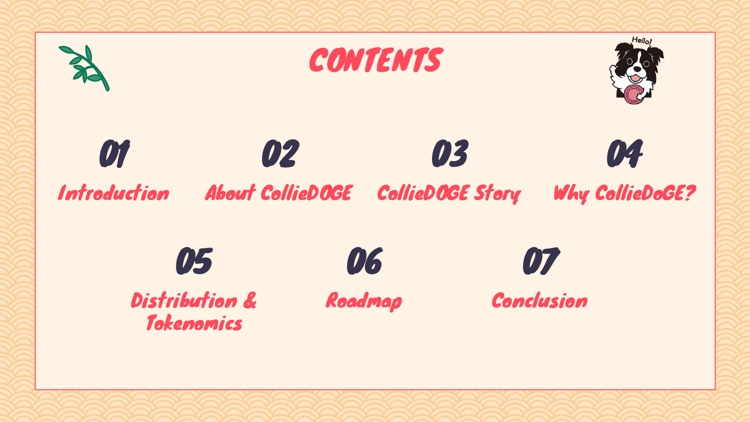# CONTENTS

01 Introduction

02 About CollieDOGE

03 CollieDOGE Story

04 Why CollieDoGE?

05 Distribution & Tokenomics

06 Roadmap

07 Conclusion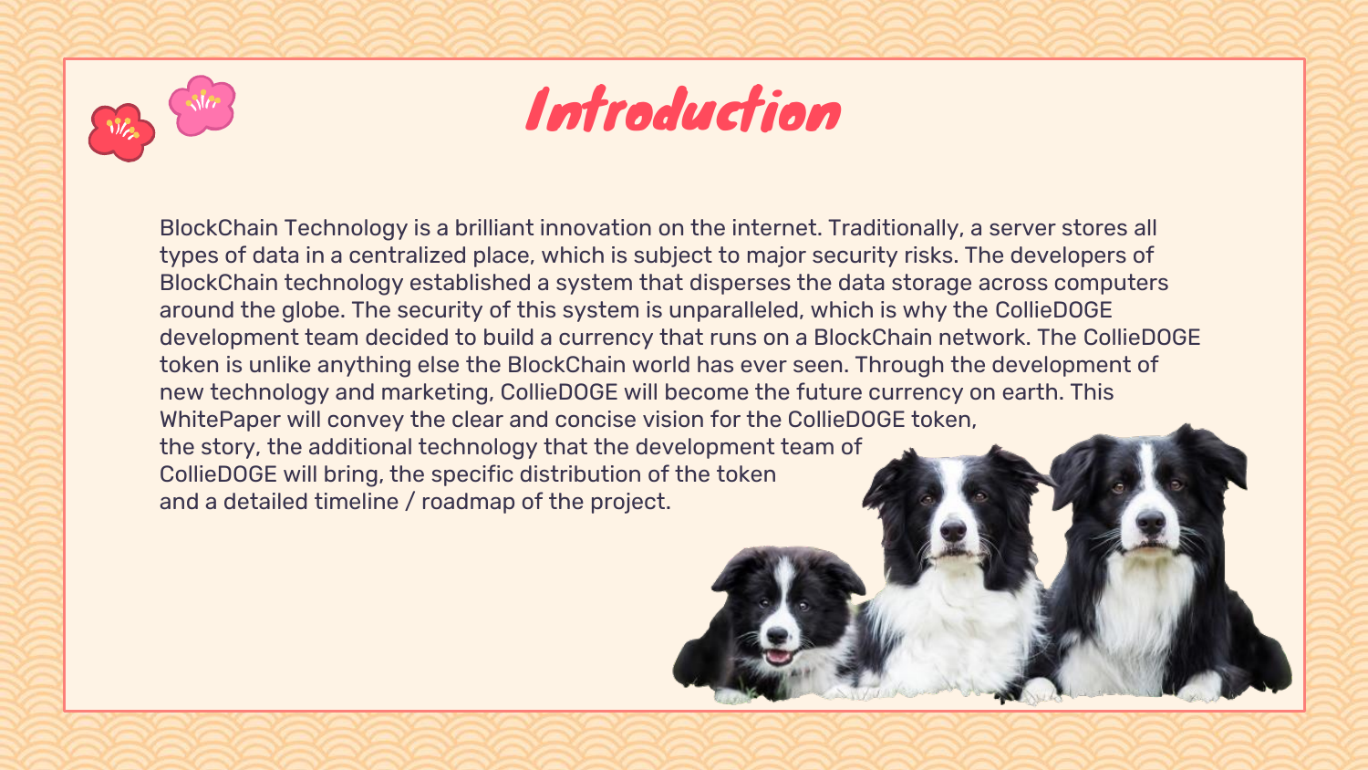# Introduction

BlockChain Technology is a brilliant innovation on the internet. Traditionally, a server stores all types of data in a centralized place, which is subject to major security risks. The developers of BlockChain technology established a system that disperses the data storage across computers around the globe. The security of this system is unparalleled, which is why the CollieDOGE development team decided to build a currency that runs on a BlockChain network. The CollieDOGE token is unlike anything else the BlockChain world has ever seen. Through the development of new technology and marketing, CollieDOGE will become the future currency on earth. This WhitePaper will convey the clear and concise vision for the CollieDOGE token, the story, the additional technology that the development team of CollieDOGE will bring, the specific distribution of the token and a detailed timeline / roadmap of the project.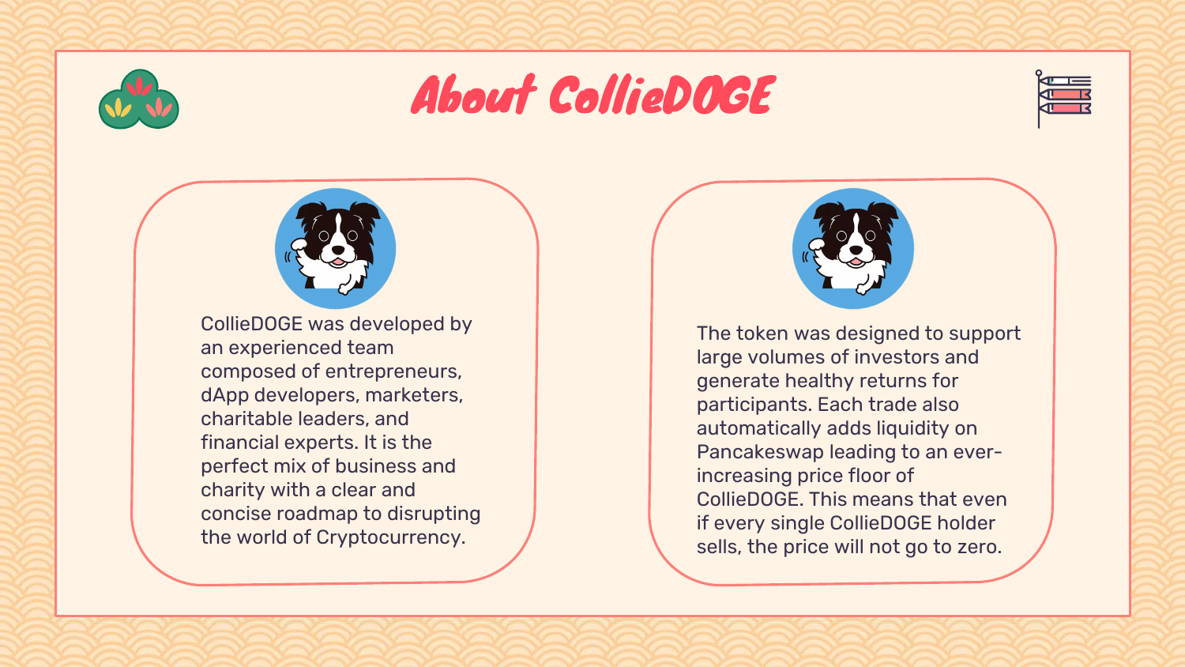# About CollieDOGE

CollieDOGE was developed by an experienced team composed of entrepreneurs, dApp developers, marketers, charitable leaders, and financial experts. It is the perfect mix of business and charity with a clear and concise roadmap to disrupting the world of Cryptocurrency.

The token was designed to support large volumes of investors and generate healthy returns for participants. Each trade also automatically adds liquidity on Pancakeswap leading to an ever-increasing price floor of CollieDOGE. This means that even if every single CollieDOGE holder sells, the price will not go to zero.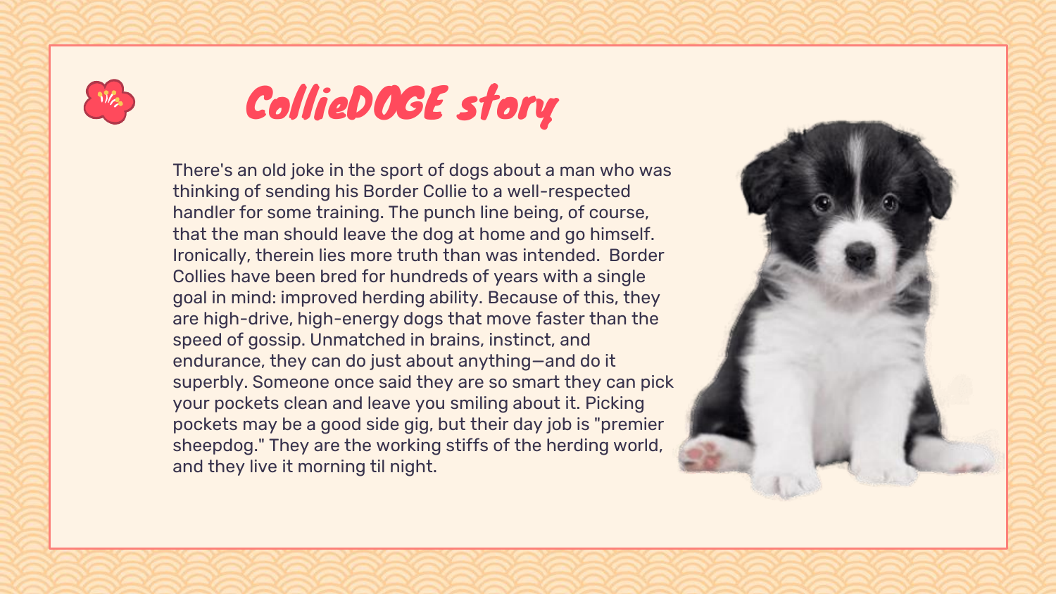# CollieDOGE story

There's an old joke in the sport of dogs about a man who was thinking of sending his Border Collie to a well-respected handler for some training. The punch line being, of course, that the man should leave the dog at home and go himself. Ironically, therein lies more truth than was intended. Border Collies have been bred for hundreds of years with a single goal in mind: improved herding ability. Because of this, they are high-drive, high-energy dogs that move faster than the speed of gossip. Unmatched in brains, instinct, and endurance, they can do just about anything—and do it superbly. Someone once said they are so smart they can pick your pockets clean and leave you smiling about it. Picking pockets may be a good side gig, but their day job is "premier sheepdog." They are the working stiffs of the herding world, and they live it morning til night.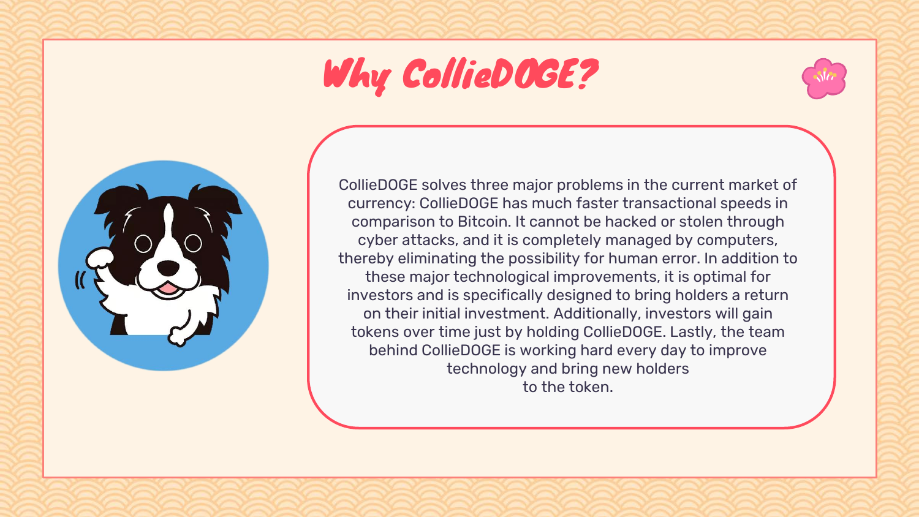# Why CollieDOGE?

CollieDOGE solves three major problems in the current market of currency: CollieDOGE has much faster transactional speeds in comparison to Bitcoin. It cannot be hacked or stolen through cyber attacks, and it is completely managed by computers, thereby eliminating the possibility for human error. In addition to these major technological improvements, it is optimal for investors and is specifically designed to bring holders a return on their initial investment. Additionally, investors will gain tokens over time just by holding CollieDOGE. Lastly, the team behind CollieDOGE is working hard every day to improve technology and bring new holders to the token.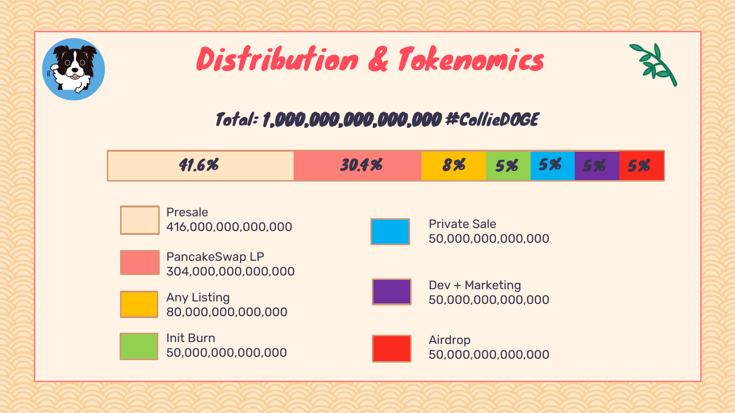# Distribution & Tokenomics

**Total: 1,000,000,000,000,000 #CollieDOGE**

| 41.6% | 30.4% | 8% | 5% | 5% | 5% | 5% |
|---|---|---|---|---|---|---|

- Presale
  416,000,000,000,000
- PancakeSwap LP
  304,000,000,000,000
- Any Listing
  80,000,000,000,000
- Init Burn
  50,000,000,000,000
- Private Sale
  50,000,000,000,000
- Dev + Marketing
  50,000,000,000,000
- Airdrop
  50,000,000,000,000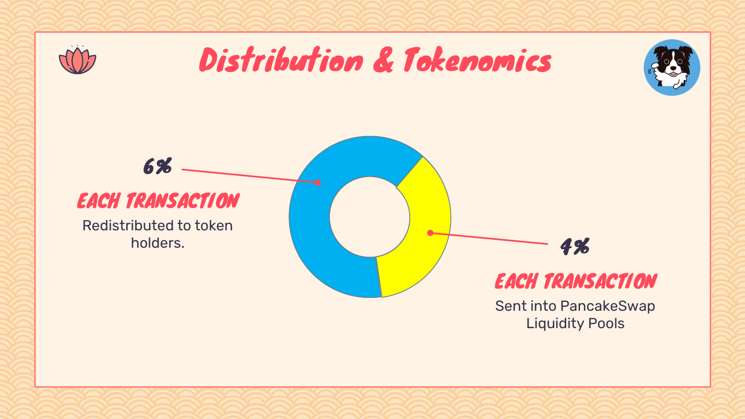# Distribution & Tokenomics

**6%**

**EACH TRANSACTION**

Redistributed to token holders.

**4%**

**EACH TRANSACTION**

Sent into PancakeSwap Liquidity Pools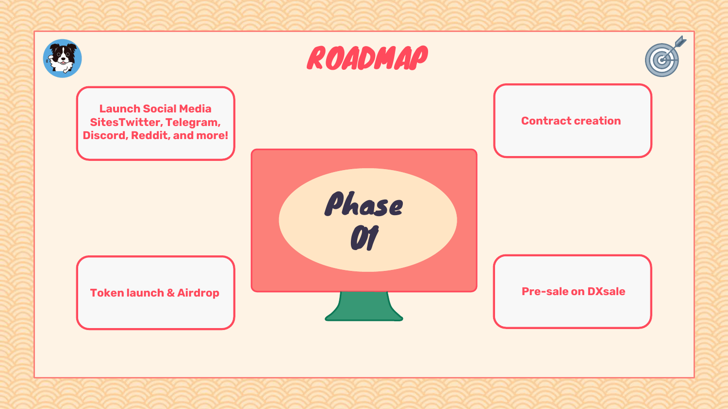# ROADMAP

## Phase 01

- Launch Social Media SitesTwitter, Telegram, Discord, Reddit, and more!
- Contract creation
- Token launch & Airdrop
- Pre-sale on DXsale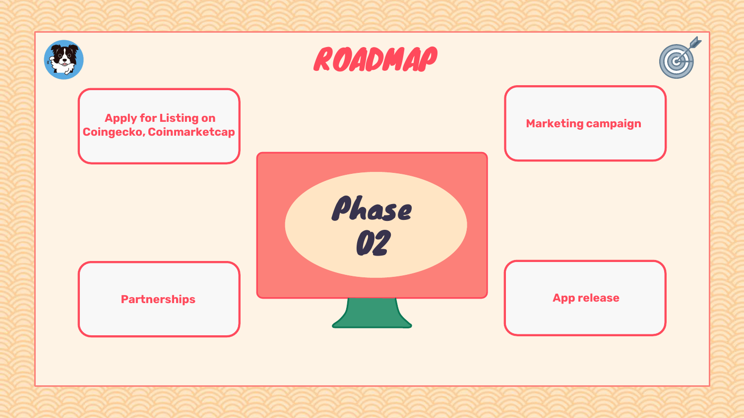# ROADMAP

## Phase 02

- Apply for Listing on Coingecko, Coinmarketcap
- Marketing campaign
- Partnerships
- App release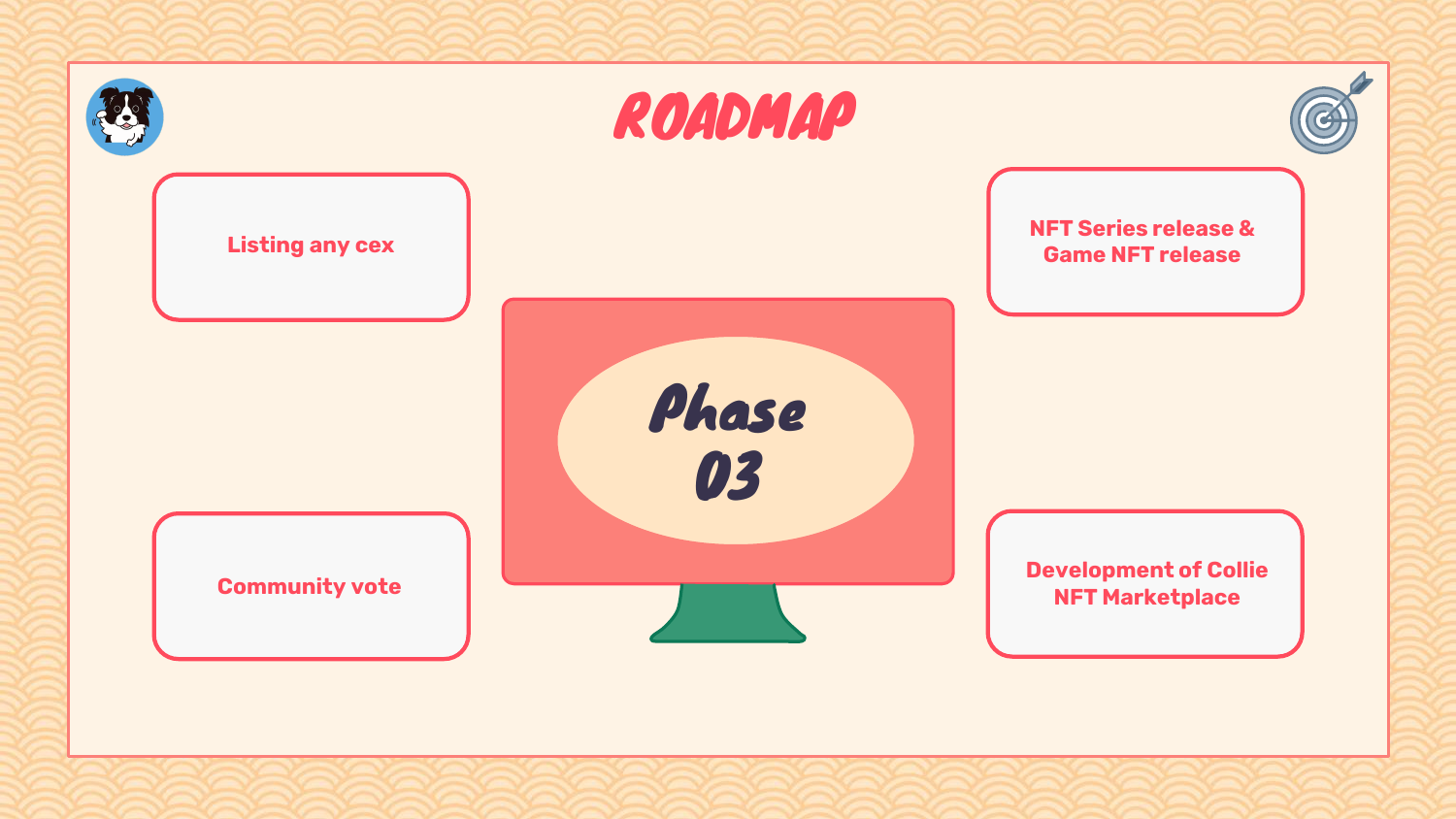# ROADMAP

## Phase 03

- Listing any cex
- NFT Series release & Game NFT release
- Community vote
- Development of Collie NFT Marketplace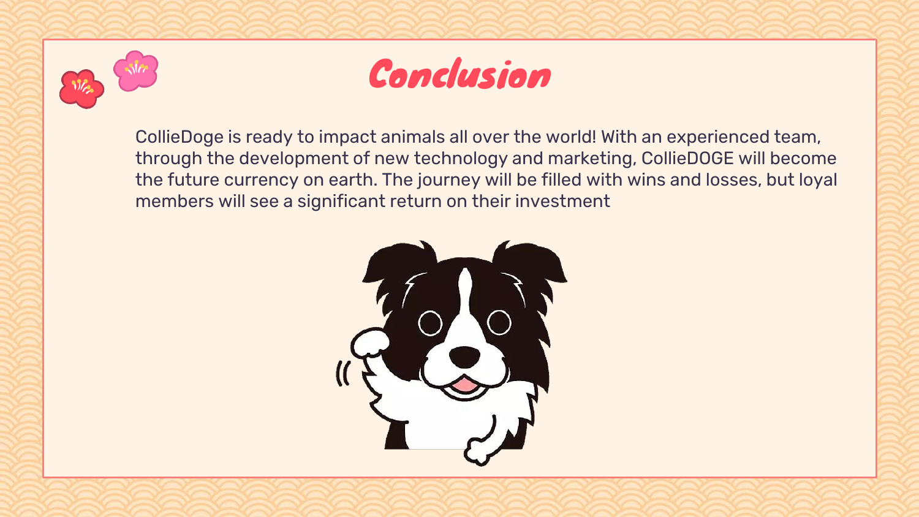# Conclusion

CollieDoge is ready to impact animals all over the world! With an experienced team, through the development of new technology and marketing, CollieDOGE will become the future currency on earth. The journey will be filled with wins and losses, but loyal members will see a significant return on their investment